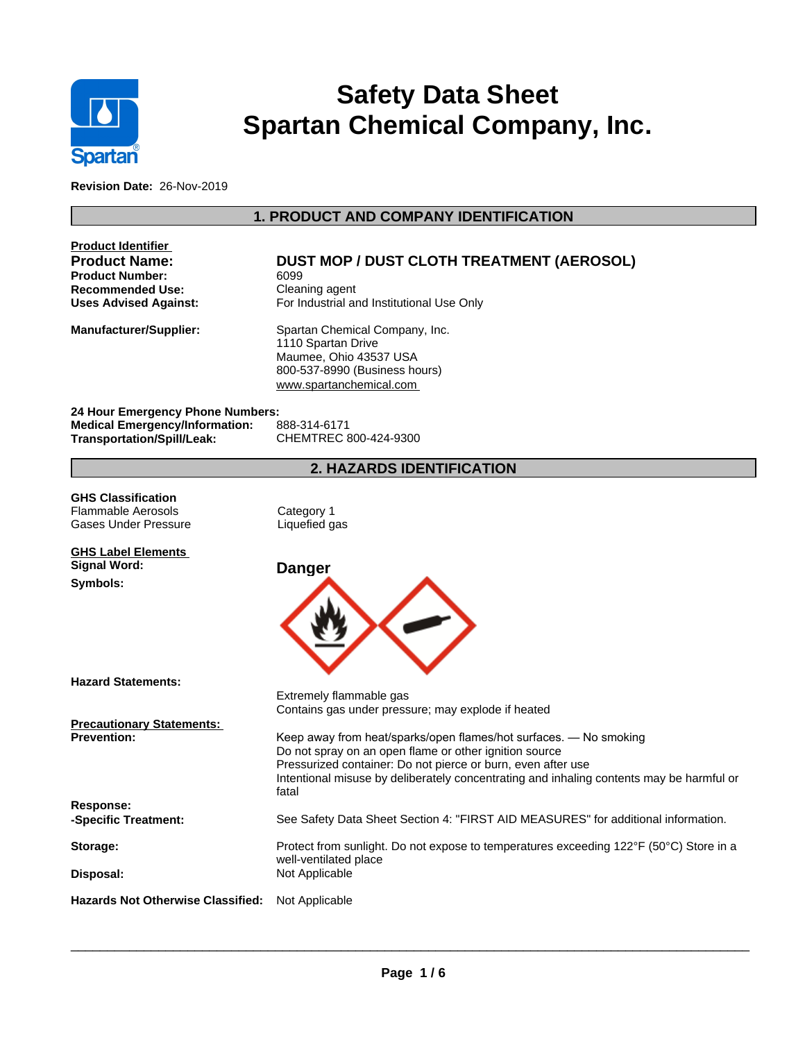# Safety Data Sheet
# Spartan Chemical Company, Inc.

**Revision Date:** 26-Nov-2019

## 1. PRODUCT AND COMPANY IDENTIFICATION

**Product Identifier**

| | |
|---|---|
| **Product Name:** | **DUST MOP / DUST CLOTH TREATMENT (AEROSOL)** |
| **Product Number:** | 6099 |
| **Recommended Use:** | Cleaning agent |
| **Uses Advised Against:** | For Industrial and Institutional Use Only |
| **Manufacturer/Supplier:** | Spartan Chemical Company, Inc.<br>1110 Spartan Drive<br>Maumee, Ohio 43537 USA<br>800-537-8990 (Business hours)<br>www.spartanchemical.com |

**24 Hour Emergency Phone Numbers:**

| | |
|---|---|
| **Medical Emergency/Information:** | 888-314-6171 |
| **Transportation/Spill/Leak:** | CHEMTREC 800-424-9300 |

## 2. HAZARDS IDENTIFICATION

**GHS Classification**

| | |
|---|---|
| Flammable Aerosols | Category 1 |
| Gases Under Pressure | Liquefied gas |

**GHS Label Elements**

**Signal Word:** **Danger**

**Symbols:**

**Hazard Statements:**

Extremely flammable gas
Contains gas under pressure; may explode if heated

**Precautionary Statements:**

**Prevention:**
Keep away from heat/sparks/open flames/hot surfaces. — No smoking
Do not spray on an open flame or other ignition source
Pressurized container: Do not pierce or burn, even after use
Intentional misuse by deliberately concentrating and inhaling contents may be harmful or fatal

**Response:**

**-Specific Treatment:** See Safety Data Sheet Section 4: "FIRST AID MEASURES" for additional information.

**Storage:** Protect from sunlight. Do not expose to temperatures exceeding 122°F (50°C) Store in a well-ventilated place

**Disposal:** Not Applicable

**Hazards Not Otherwise Classified:** Not Applicable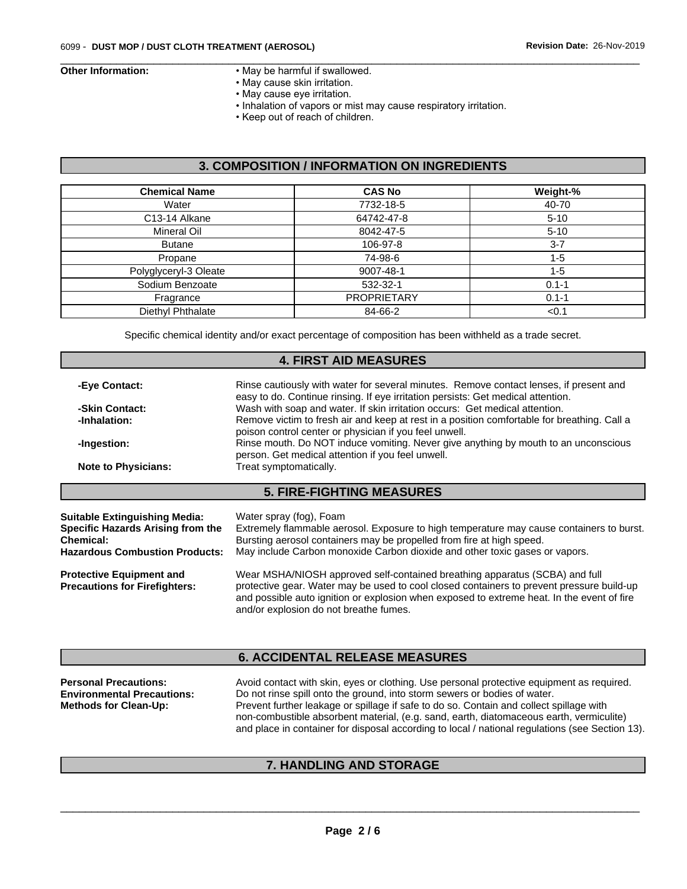**Other Information:**

- May be harmful if swallowed.
- May cause skin irritation.
- May cause eye irritation.
- Inhalation of vapors or mist may cause respiratory irritation.
- Keep out of reach of children.

## 3. COMPOSITION / INFORMATION ON INGREDIENTS

| Chemical Name | CAS No | Weight-% |
|---|---|---|
| Water | 7732-18-5 | 40-70 |
| C13-14 Alkane | 64742-47-8 | 5-10 |
| Mineral Oil | 8042-47-5 | 5-10 |
| Butane | 106-97-8 | 3-7 |
| Propane | 74-98-6 | 1-5 |
| Polyglyceryl-3 Oleate | 9007-48-1 | 1-5 |
| Sodium Benzoate | 532-32-1 | 0.1-1 |
| Fragrance | PROPRIETARY | 0.1-1 |
| Diethyl Phthalate | 84-66-2 | <0.1 |

Specific chemical identity and/or exact percentage of composition has been withheld as a trade secret.

## 4. FIRST AID MEASURES

**-Eye Contact:** Rinse cautiously with water for several minutes. Remove contact lenses, if present and easy to do. Continue rinsing. If eye irritation persists: Get medical attention.

**-Skin Contact:** Wash with soap and water. If skin irritation occurs: Get medical attention.

**-Inhalation:** Remove victim to fresh air and keep at rest in a position comfortable for breathing. Call a poison control center or physician if you feel unwell.

**-Ingestion:** Rinse mouth. Do NOT induce vomiting. Never give anything by mouth to an unconscious person. Get medical attention if you feel unwell.

**Note to Physicians:** Treat symptomatically.

## 5. FIRE-FIGHTING MEASURES

**Suitable Extinguishing Media:** Water spray (fog), Foam

**Specific Hazards Arising from the Chemical:** Extremely flammable aerosol. Exposure to high temperature may cause containers to burst. Bursting aerosol containers may be propelled from fire at high speed.

**Hazardous Combustion Products:** May include Carbon monoxide Carbon dioxide and other toxic gases or vapors.

**Protective Equipment and Precautions for Firefighters:** Wear MSHA/NIOSH approved self-contained breathing apparatus (SCBA) and full protective gear. Water may be used to cool closed containers to prevent pressure build-up and possible auto ignition or explosion when exposed to extreme heat. In the event of fire and/or explosion do not breathe fumes.

## 6. ACCIDENTAL RELEASE MEASURES

**Personal Precautions:** Avoid contact with skin, eyes or clothing. Use personal protective equipment as required.

**Environmental Precautions:** Do not rinse spill onto the ground, into storm sewers or bodies of water.

**Methods for Clean-Up:** Prevent further leakage or spillage if safe to do so. Contain and collect spillage with non-combustible absorbent material, (e.g. sand, earth, diatomaceous earth, vermiculite) and place in container for disposal according to local / national regulations (see Section 13).

## 7. HANDLING AND STORAGE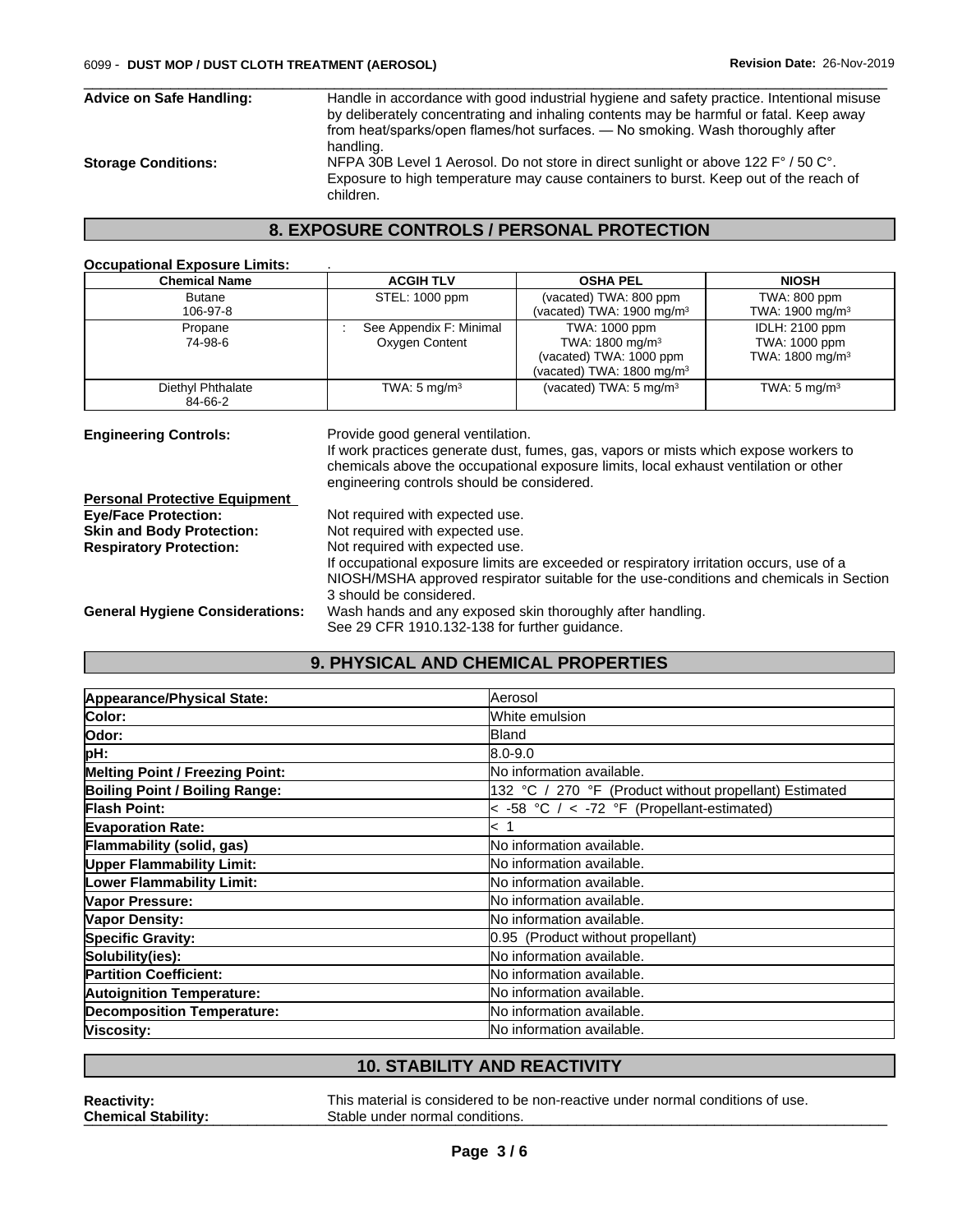**Advice on Safe Handling:** Handle in accordance with good industrial hygiene and safety practice. Intentional misuse by deliberately concentrating and inhaling contents may be harmful or fatal. Keep away from heat/sparks/open flames/hot surfaces. — No smoking. Wash thoroughly after handling.

**Storage Conditions:** NFPA 30B Level 1 Aerosol. Do not store in direct sunlight or above 122 F° / 50 C°. Exposure to high temperature may cause containers to burst. Keep out of the reach of children.

## 8. EXPOSURE CONTROLS / PERSONAL PROTECTION

**Occupational Exposure Limits:** .

| Chemical Name | ACGIH TLV | OSHA PEL | NIOSH |
|---|---|---|---|
| Butane<br>106-97-8 | STEL: 1000 ppm | (vacated) TWA: 800 ppm<br>(vacated) TWA: 1900 mg/m³ | TWA: 800 ppm<br>TWA: 1900 mg/m³ |
| Propane<br>74-98-6 | : See Appendix F: Minimal Oxygen Content | TWA: 1000 ppm<br>TWA: 1800 mg/m³<br>(vacated) TWA: 1000 ppm<br>(vacated) TWA: 1800 mg/m³ | IDLH: 2100 ppm<br>TWA: 1000 ppm<br>TWA: 1800 mg/m³ |
| Diethyl Phthalate<br>84-66-2 | TWA: 5 mg/m³ | (vacated) TWA: 5 mg/m³ | TWA: 5 mg/m³ |

**Engineering Controls:** Provide good general ventilation.
If work practices generate dust, fumes, gas, vapors or mists which expose workers to chemicals above the occupational exposure limits, local exhaust ventilation or other engineering controls should be considered.

**Personal Protective Equipment**

**Eye/Face Protection:** Not required with expected use.

**Skin and Body Protection:** Not required with expected use.

**Respiratory Protection:** Not required with expected use.
If occupational exposure limits are exceeded or respiratory irritation occurs, use of a NIOSH/MSHA approved respirator suitable for the use-conditions and chemicals in Section 3 should be considered.

**General Hygiene Considerations:** Wash hands and any exposed skin thoroughly after handling.
See 29 CFR 1910.132-138 for further guidance.

## 9. PHYSICAL AND CHEMICAL PROPERTIES

| | |
|---|---|
| **Appearance/Physical State:** | Aerosol |
| **Color:** | White emulsion |
| **Odor:** | Bland |
| **pH:** | 8.0-9.0 |
| **Melting Point / Freezing Point:** | No information available. |
| **Boiling Point / Boiling Range:** | 132 °C / 270 °F (Product without propellant) Estimated |
| **Flash Point:** | < -58 °C / < -72 °F (Propellant-estimated) |
| **Evaporation Rate:** | < 1 |
| **Flammability (solid, gas)** | No information available. |
| **Upper Flammability Limit:** | No information available. |
| **Lower Flammability Limit:** | No information available. |
| **Vapor Pressure:** | No information available. |
| **Vapor Density:** | No information available. |
| **Specific Gravity:** | 0.95 (Product without propellant) |
| **Solubility(ies):** | No information available. |
| **Partition Coefficient:** | No information available. |
| **Autoignition Temperature:** | No information available. |
| **Decomposition Temperature:** | No information available. |
| **Viscosity:** | No information available. |

## 10. STABILITY AND REACTIVITY

**Reactivity:** This material is considered to be non-reactive under normal conditions of use.

**Chemical Stability:** Stable under normal conditions.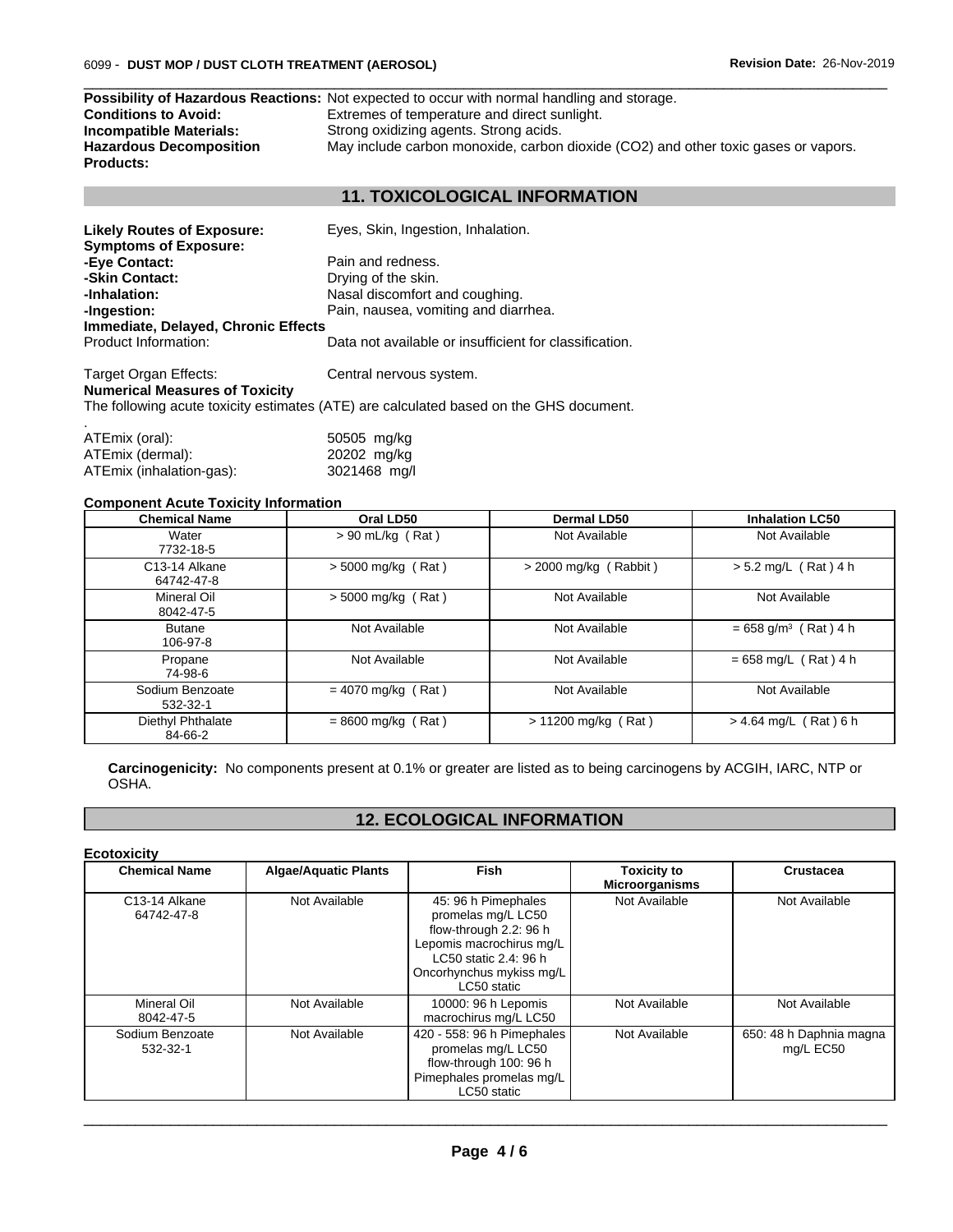**Possibility of Hazardous Reactions:** Not expected to occur with normal handling and storage.
**Conditions to Avoid:** Extremes of temperature and direct sunlight.
**Incompatible Materials:** Strong oxidizing agents. Strong acids.
**Hazardous Decomposition Products:** May include carbon monoxide, carbon dioxide (CO2) and other toxic gases or vapors.

## 11. TOXICOLOGICAL INFORMATION

**Likely Routes of Exposure:** Eyes, Skin, Ingestion, Inhalation.
**Symptoms of Exposure:**
**-Eye Contact:** Pain and redness.
**-Skin Contact:** Drying of the skin.
**-Inhalation:** Nasal discomfort and coughing.
**-Ingestion:** Pain, nausea, vomiting and diarrhea.
**Immediate, Delayed, Chronic Effects**
Product Information: Data not available or insufficient for classification.

Target Organ Effects: Central nervous system.
**Numerical Measures of Toxicity**
The following acute toxicity estimates (ATE) are calculated based on the GHS document.
.
ATEmix (oral): 50505 mg/kg
ATEmix (dermal): 20202 mg/kg
ATEmix (inhalation-gas): 3021468 mg/l

**Component Acute Toxicity Information**

| Chemical Name | Oral LD50 | Dermal LD50 | Inhalation LC50 |
|---|---|---|---|
| Water<br>7732-18-5 | > 90 mL/kg ( Rat ) | Not Available | Not Available |
| C13-14 Alkane<br>64742-47-8 | > 5000 mg/kg ( Rat ) | > 2000 mg/kg ( Rabbit ) | > 5.2 mg/L ( Rat ) 4 h |
| Mineral Oil<br>8042-47-5 | > 5000 mg/kg ( Rat ) | Not Available | Not Available |
| Butane<br>106-97-8 | Not Available | Not Available | = 658 g/m$^3$ ( Rat ) 4 h |
| Propane<br>74-98-6 | Not Available | Not Available | = 658 mg/L ( Rat ) 4 h |
| Sodium Benzoate<br>532-32-1 | = 4070 mg/kg ( Rat ) | Not Available | Not Available |
| Diethyl Phthalate<br>84-66-2 | = 8600 mg/kg ( Rat ) | > 11200 mg/kg ( Rat ) | > 4.64 mg/L ( Rat ) 6 h |

**Carcinogenicity:** No components present at 0.1% or greater are listed as to being carcinogens by ACGIH, IARC, NTP or OSHA.

## 12. ECOLOGICAL INFORMATION

**Ecotoxicity**

| Chemical Name | Algae/Aquatic Plants | Fish | Toxicity to Microorganisms | Crustacea |
|---|---|---|---|---|
| C13-14 Alkane<br>64742-47-8 | Not Available | 45: 96 h Pimephales promelas mg/L LC50 flow-through 2.2: 96 h Lepomis macrochirus mg/L LC50 static 2.4: 96 h Oncorhynchus mykiss mg/L LC50 static | Not Available | Not Available |
| Mineral Oil<br>8042-47-5 | Not Available | 10000: 96 h Lepomis macrochirus mg/L LC50 | Not Available | Not Available |
| Sodium Benzoate<br>532-32-1 | Not Available | 420 - 558: 96 h Pimephales promelas mg/L LC50 flow-through 100: 96 h Pimephales promelas mg/L LC50 static | Not Available | 650: 48 h Daphnia magna mg/L EC50 |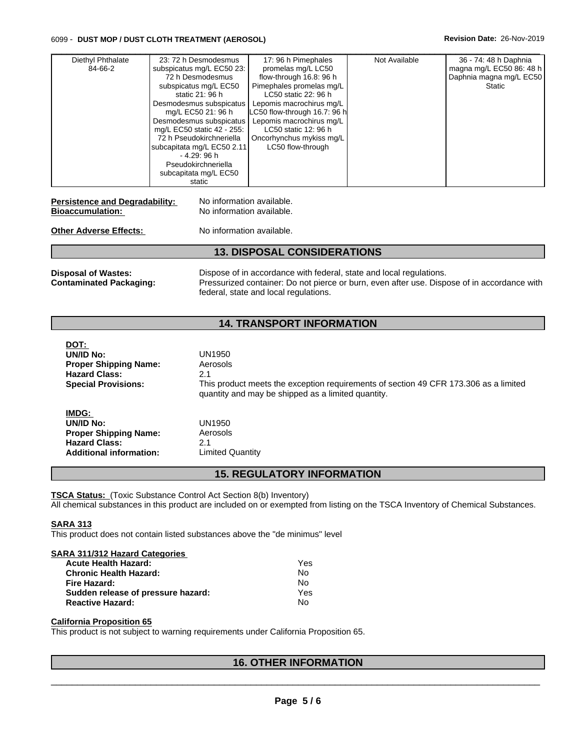| | | | | |
|---|---|---|---|---|
| Diethyl Phthalate 84-66-2 | 23: 72 h Desmodesmus subspicatus mg/L EC50 23: 72 h Desmodesmus subspicatus mg/L EC50 static 21: 96 h Desmodesmus subspicatus mg/L EC50 21: 96 h Desmodesmus subspicatus mg/L EC50 static 42 - 255: 72 h Pseudokirchneriella subcapitata mg/L EC50 2.11 - 4.29: 96 h Pseudokirchneriella subcapitata mg/L EC50 static | 17: 96 h Pimephales promelas mg/L LC50 flow-through 16.8: 96 h Pimephales promelas mg/L LC50 static 22: 96 h Lepomis macrochirus mg/L LC50 flow-through 16.7: 96 h Lepomis macrochirus mg/L LC50 static 12: 96 h Oncorhynchus mykiss mg/L LC50 flow-through | Not Available | 36 - 74: 48 h Daphnia magna mg/L EC50 86: 48 h Daphnia magna mg/L EC50 Static |

**Persistence and Degradability:** No information available.
**Bioaccumulation:** No information available.

**Other Adverse Effects:** No information available.

## 13. DISPOSAL CONSIDERATIONS

**Disposal of Wastes:** Dispose of in accordance with federal, state and local regulations.
**Contaminated Packaging:** Pressurized container: Do not pierce or burn, even after use. Dispose of in accordance with federal, state and local regulations.

## 14. TRANSPORT INFORMATION

**DOT:**
**UN/ID No:** UN1950
**Proper Shipping Name:** Aerosols
**Hazard Class:** 2.1
**Special Provisions:** This product meets the exception requirements of section 49 CFR 173.306 as a limited quantity and may be shipped as a limited quantity.

**IMDG:**
**UN/ID No:** UN1950
**Proper Shipping Name:** Aerosols
**Hazard Class:** 2.1
**Additional information:** Limited Quantity

## 15. REGULATORY INFORMATION

**TSCA Status:** (Toxic Substance Control Act Section 8(b) Inventory)
All chemical substances in this product are included on or exempted from listing on the TSCA Inventory of Chemical Substances.

**SARA 313**
This product does not contain listed substances above the "de minimus" level

**SARA 311/312 Hazard Categories**

| | |
|---|---|
| **Acute Health Hazard:** | Yes |
| **Chronic Health Hazard:** | No |
| **Fire Hazard:** | No |
| **Sudden release of pressure hazard:** | Yes |
| **Reactive Hazard:** | No |

**California Proposition 65**
This product is not subject to warning requirements under California Proposition 65.

## 16. OTHER INFORMATION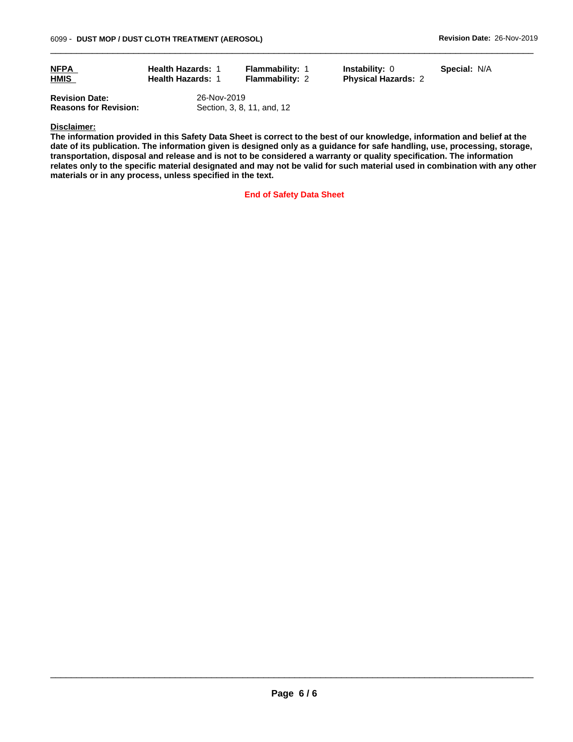| | | | | |
|---|---|---|---|---|
| **NFPA** | **Health Hazards:** 1 | **Flammability:** 1 | **Instability:** 0 | **Special:** N/A |
| **HMIS** | **Health Hazards:** 1 | **Flammability:** 2 | **Physical Hazards:** 2 | |

**Revision Date:** 26-Nov-2019
**Reasons for Revision:** Section, 3, 8, 11, and, 12

**Disclaimer:**

**The information provided in this Safety Data Sheet is correct to the best of our knowledge, information and belief at the date of its publication. The information given is designed only as a guidance for safe handling, use, processing, storage, transportation, disposal and release and is not to be considered a warranty or quality specification. The information relates only to the specific material designated and may not be valid for such material used in combination with any other materials or in any process, unless specified in the text.**

**End of Safety Data Sheet**